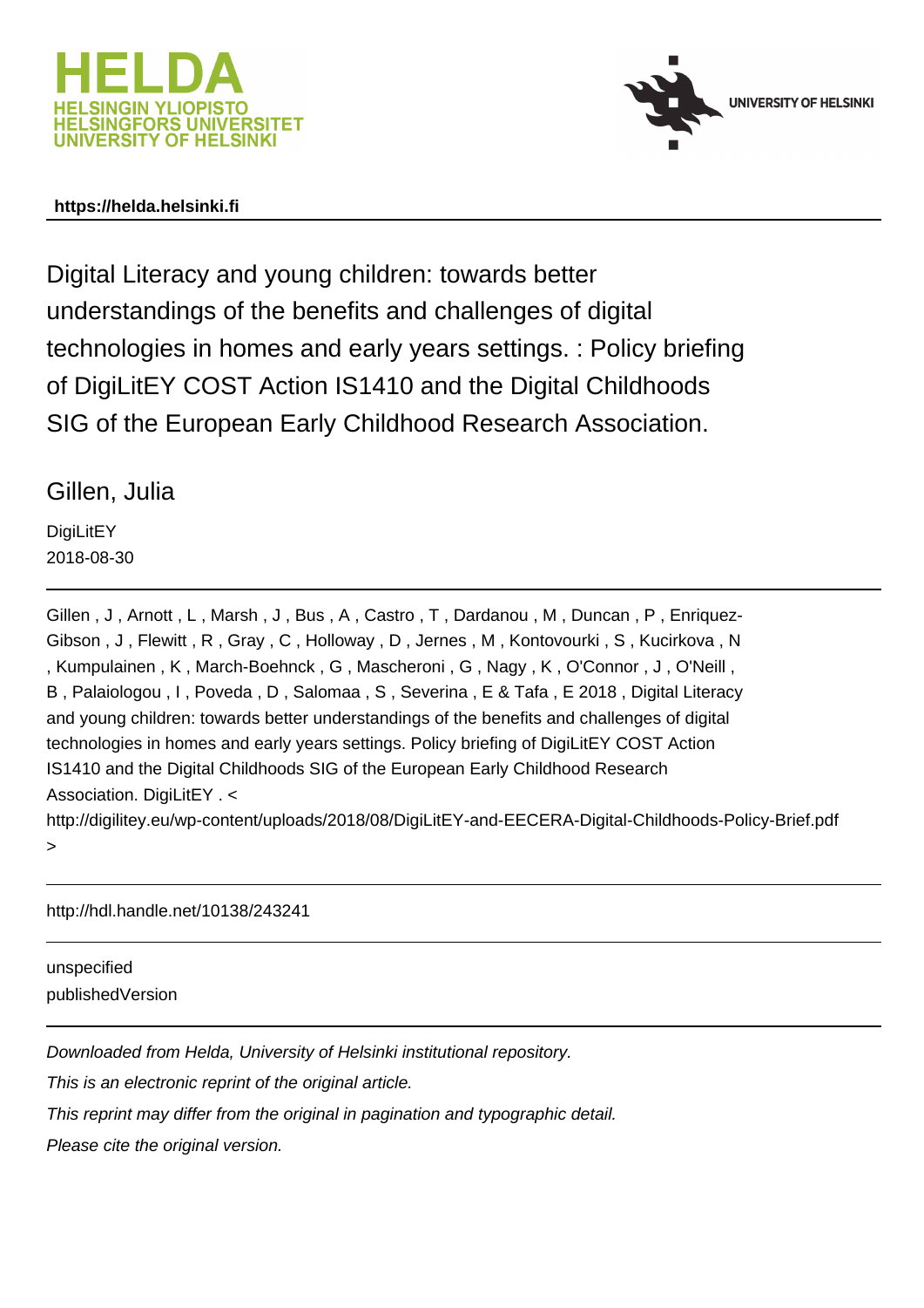HELDA
HELSINGIN YLIOPISTO
HELSINGFORS UNIVERSITET
UNIVERSITY OF HELSINKI

UNIVERSITY OF HELSINKI

**https://helda.helsinki.fi**

# Digital Literacy and young children: towards better understandings of the benefits and challenges of digital technologies in homes and early years settings. : Policy briefing of DigiLitEY COST Action IS1410 and the Digital Childhoods SIG of the European Early Childhood Research Association.

Gillen, Julia

DigiLitEY
2018-08-30

Gillen , J , Arnott , L , Marsh , J , Bus , A , Castro , T , Dardanou , M , Duncan , P , Enriquez-Gibson , J , Flewitt , R , Gray , C , Holloway , D , Jernes , M , Kontovourki , S , Kucirkova , N , Kumpulainen , K , March-Boehnck , G , Mascheroni , G , Nagy , K , O'Connor , J , O'Neill , B , Palaiologou , I , Poveda , D , Salomaa , S , Severina , E & Tafa , E 2018 , Digital Literacy and young children: towards better understandings of the benefits and challenges of digital technologies in homes and early years settings. Policy briefing of DigiLitEY COST Action IS1410 and the Digital Childhoods SIG of the European Early Childhood Research Association. DigiLitEY . < http://digilitey.eu/wp-content/uploads/2018/08/DigiLitEY-and-EECERA-Digital-Childhoods-Policy-Brief.pdf >

http://hdl.handle.net/10138/243241

unspecified
publishedVersion

*Downloaded from Helda, University of Helsinki institutional repository.*
*This is an electronic reprint of the original article.*
*This reprint may differ from the original in pagination and typographic detail.*
*Please cite the original version.*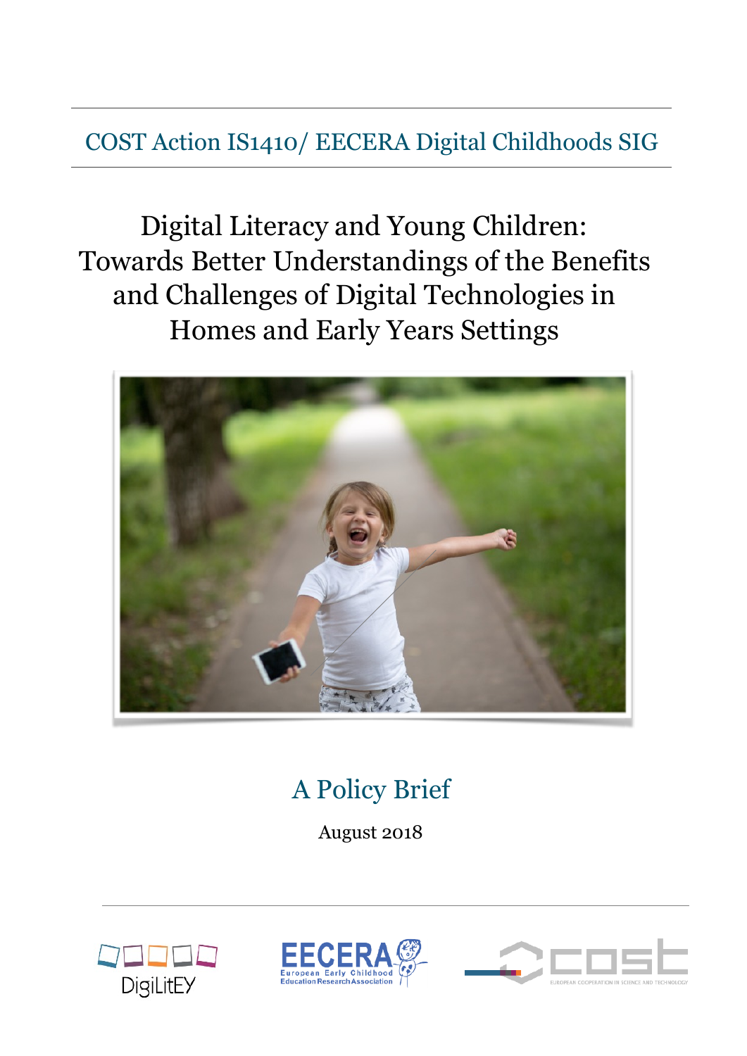COST Action IS1410/ EECERA Digital Childhoods SIG

# Digital Literacy and Young Children: Towards Better Understandings of the Benefits and Challenges of Digital Technologies in Homes and Early Years Settings

## A Policy Brief

August 2018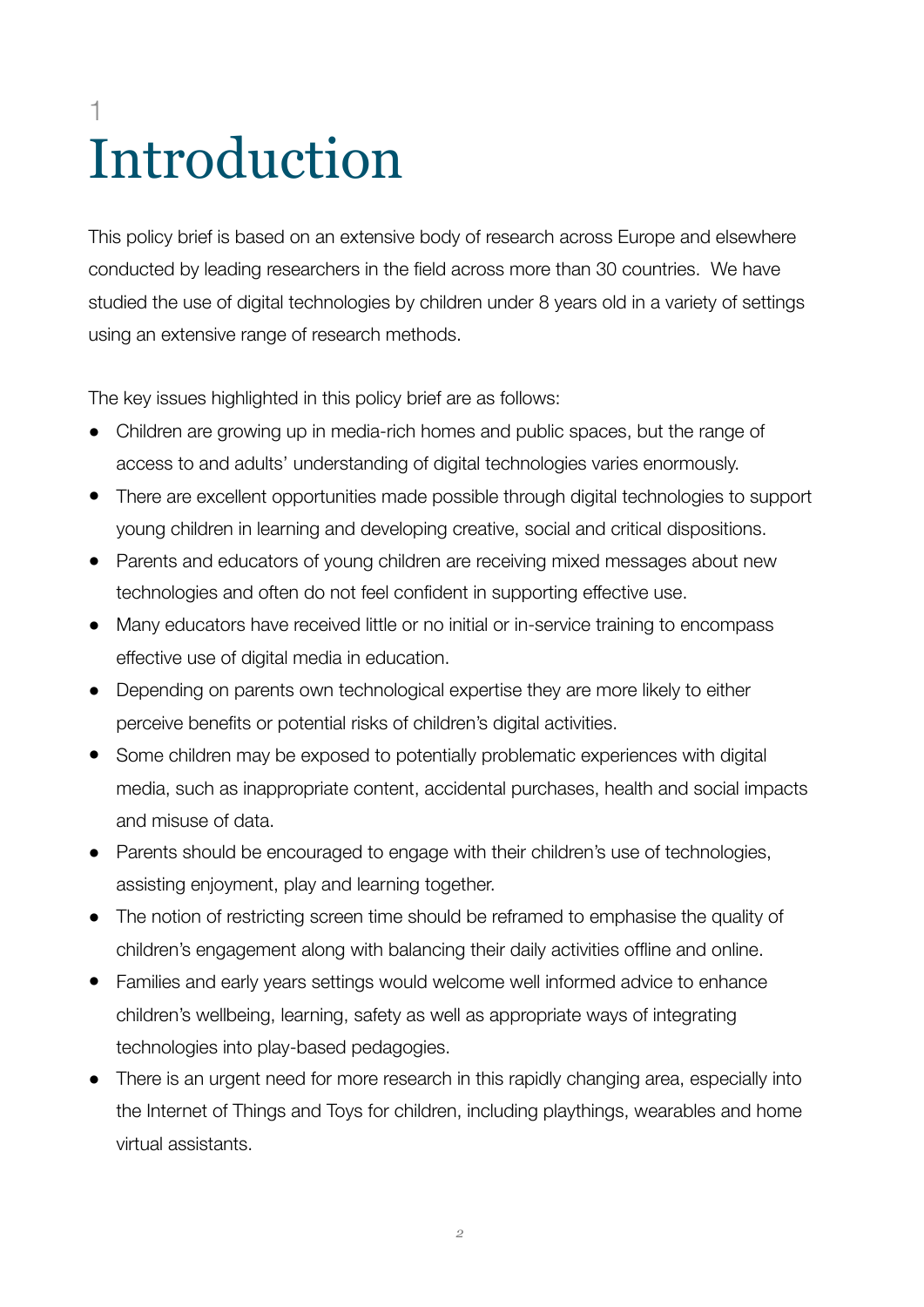# 1 Introduction

This policy brief is based on an extensive body of research across Europe and elsewhere conducted by leading researchers in the field across more than 30 countries.  We have studied the use of digital technologies by children under 8 years old in a variety of settings using an extensive range of research methods.

The key issues highlighted in this policy brief are as follows:

- Children are growing up in media-rich homes and public spaces, but the range of access to and adults' understanding of digital technologies varies enormously.
- There are excellent opportunities made possible through digital technologies to support young children in learning and developing creative, social and critical dispositions.
- Parents and educators of young children are receiving mixed messages about new technologies and often do not feel confident in supporting effective use.
- Many educators have received little or no initial or in-service training to encompass effective use of digital media in education.
- Depending on parents own technological expertise they are more likely to either perceive benefits or potential risks of children's digital activities.
- Some children may be exposed to potentially problematic experiences with digital media, such as inappropriate content, accidental purchases, health and social impacts and misuse of data.
- Parents should be encouraged to engage with their children's use of technologies, assisting enjoyment, play and learning together.
- The notion of restricting screen time should be reframed to emphasise the quality of children's engagement along with balancing their daily activities offline and online.
- Families and early years settings would welcome well informed advice to enhance children's wellbeing, learning, safety as well as appropriate ways of integrating technologies into play-based pedagogies.
- There is an urgent need for more research in this rapidly changing area, especially into the Internet of Things and Toys for children, including playthings, wearables and home virtual assistants.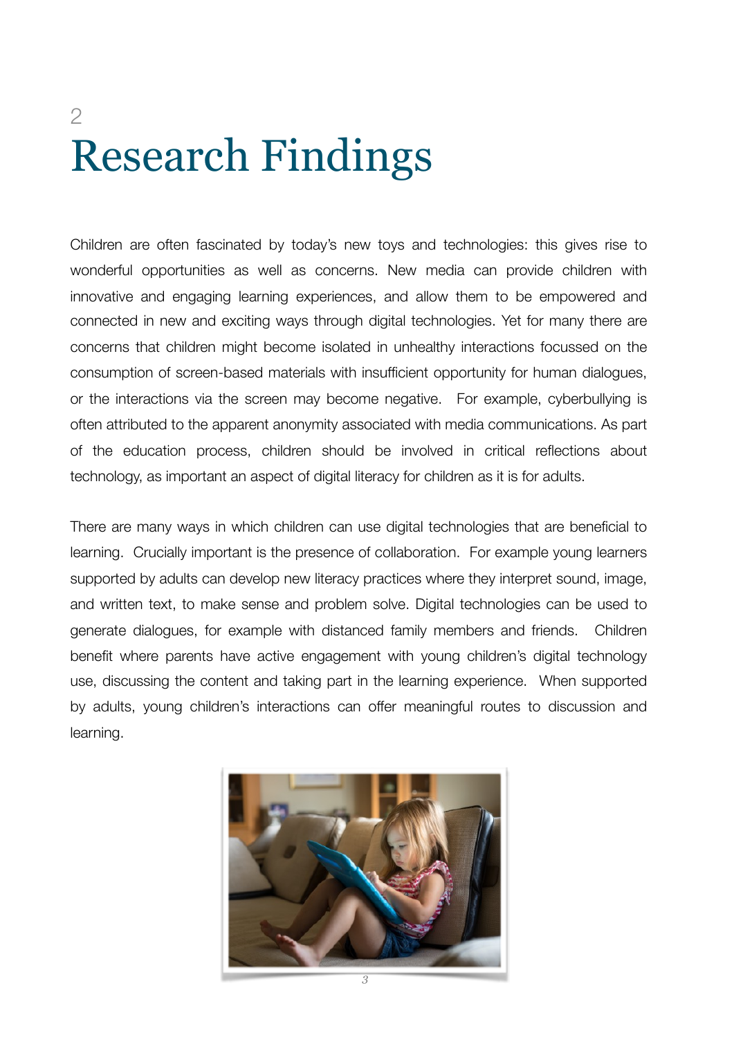2

# Research Findings

Children are often fascinated by today's new toys and technologies: this gives rise to wonderful opportunities as well as concerns. New media can provide children with innovative and engaging learning experiences, and allow them to be empowered and connected in new and exciting ways through digital technologies. Yet for many there are concerns that children might become isolated in unhealthy interactions focussed on the consumption of screen-based materials with insufficient opportunity for human dialogues, or the interactions via the screen may become negative. For example, cyberbullying is often attributed to the apparent anonymity associated with media communications. As part of the education process, children should be involved in critical reflections about technology, as important an aspect of digital literacy for children as it is for adults.

There are many ways in which children can use digital technologies that are beneficial to learning. Crucially important is the presence of collaboration. For example young learners supported by adults can develop new literacy practices where they interpret sound, image, and written text, to make sense and problem solve. Digital technologies can be used to generate dialogues, for example with distanced family members and friends. Children benefit where parents have active engagement with young children's digital technology use, discussing the content and taking part in the learning experience. When supported by adults, young children's interactions can offer meaningful routes to discussion and learning.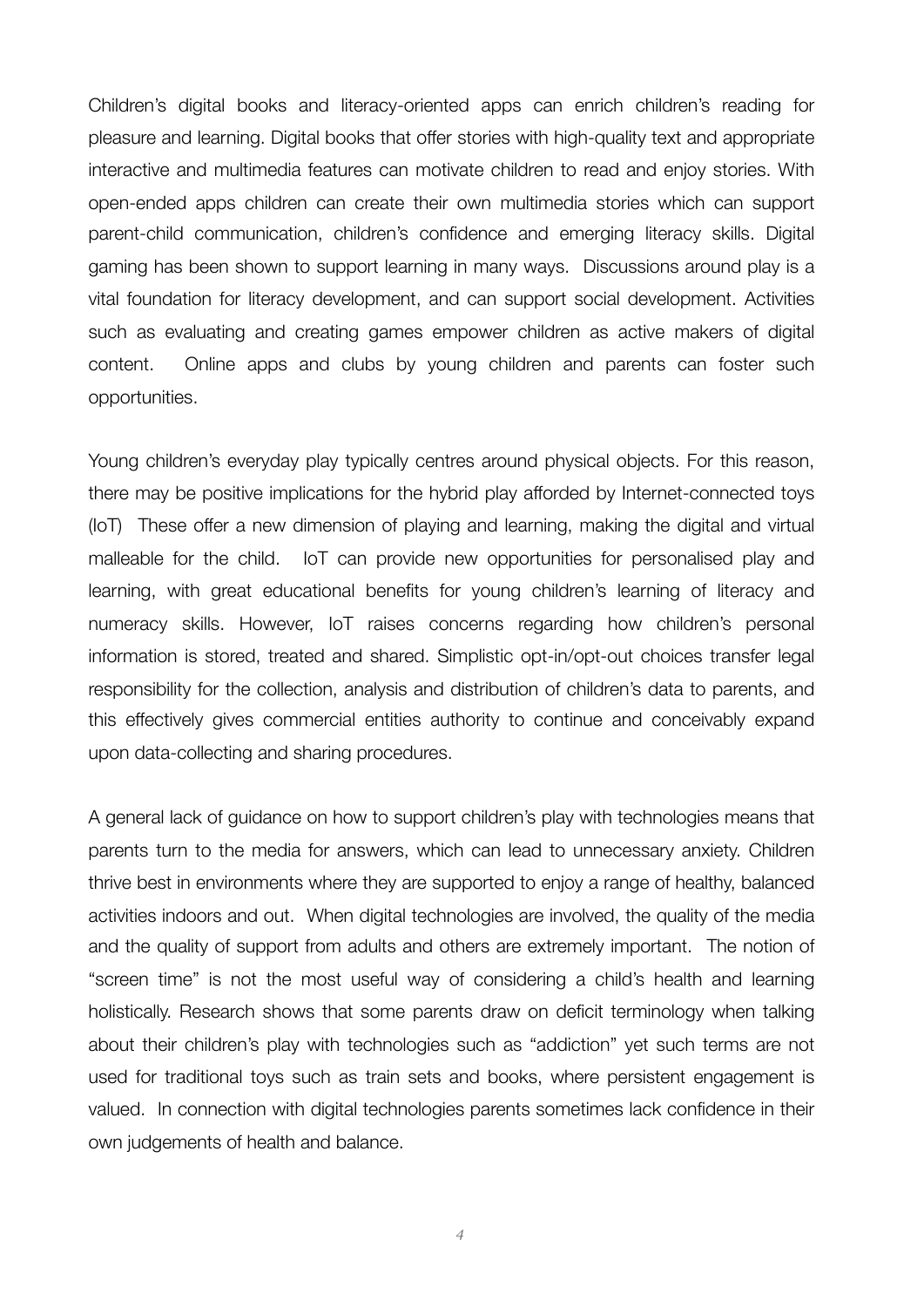Children's digital books and literacy-oriented apps can enrich children's reading for pleasure and learning. Digital books that offer stories with high-quality text and appropriate interactive and multimedia features can motivate children to read and enjoy stories. With open-ended apps children can create their own multimedia stories which can support parent-child communication, children's confidence and emerging literacy skills. Digital gaming has been shown to support learning in many ways. Discussions around play is a vital foundation for literacy development, and can support social development. Activities such as evaluating and creating games empower children as active makers of digital content. Online apps and clubs by young children and parents can foster such opportunities.

Young children's everyday play typically centres around physical objects. For this reason, there may be positive implications for the hybrid play afforded by Internet-connected toys (IoT) These offer a new dimension of playing and learning, making the digital and virtual malleable for the child. IoT can provide new opportunities for personalised play and learning, with great educational benefits for young children's learning of literacy and numeracy skills. However, IoT raises concerns regarding how children's personal information is stored, treated and shared. Simplistic opt-in/opt-out choices transfer legal responsibility for the collection, analysis and distribution of children's data to parents, and this effectively gives commercial entities authority to continue and conceivably expand upon data-collecting and sharing procedures.

A general lack of guidance on how to support children's play with technologies means that parents turn to the media for answers, which can lead to unnecessary anxiety. Children thrive best in environments where they are supported to enjoy a range of healthy, balanced activities indoors and out. When digital technologies are involved, the quality of the media and the quality of support from adults and others are extremely important. The notion of "screen time" is not the most useful way of considering a child's health and learning holistically. Research shows that some parents draw on deficit terminology when talking about their children's play with technologies such as "addiction" yet such terms are not used for traditional toys such as train sets and books, where persistent engagement is valued. In connection with digital technologies parents sometimes lack confidence in their own judgements of health and balance.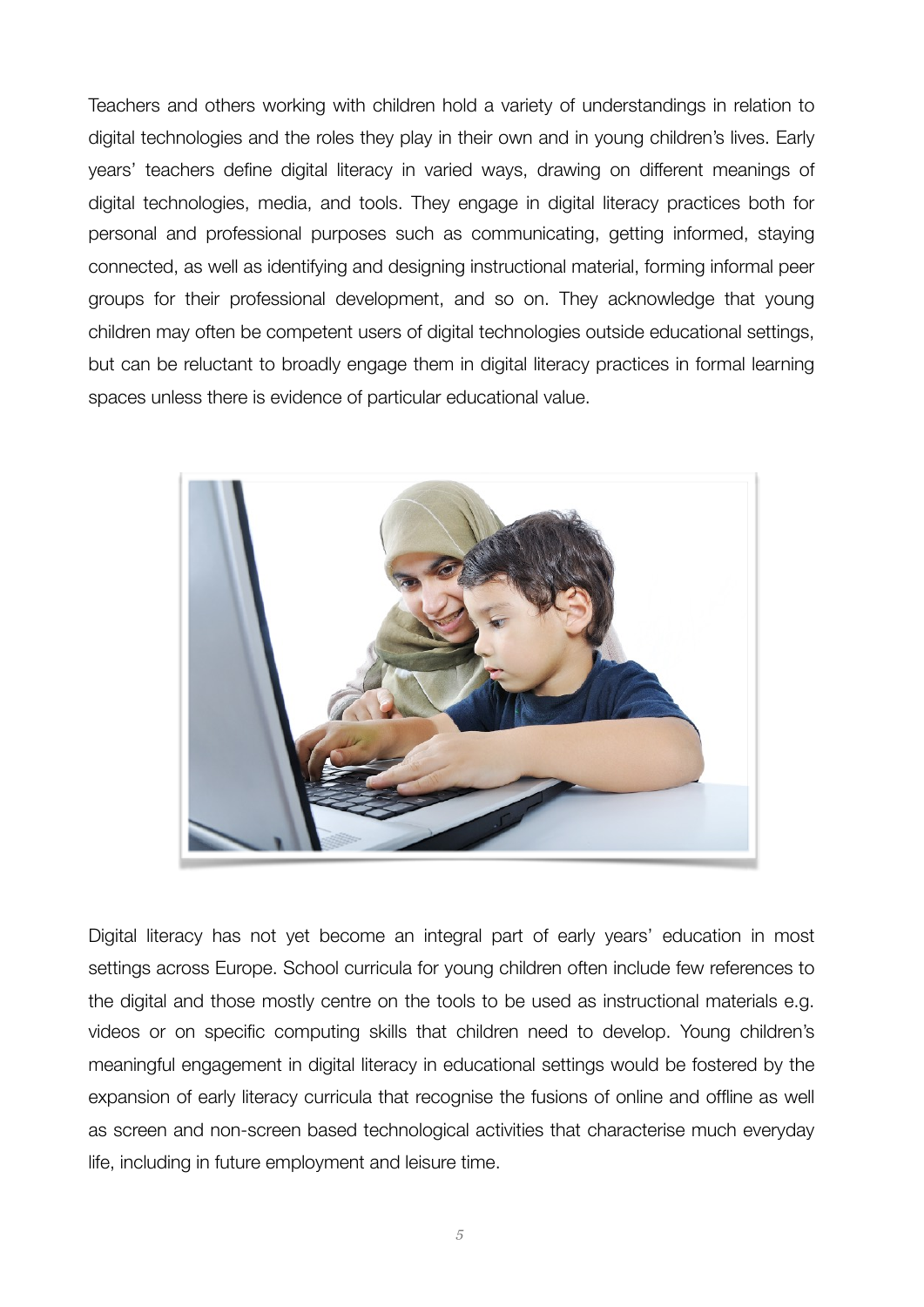Teachers and others working with children hold a variety of understandings in relation to digital technologies and the roles they play in their own and in young children's lives. Early years' teachers define digital literacy in varied ways, drawing on different meanings of digital technologies, media, and tools. They engage in digital literacy practices both for personal and professional purposes such as communicating, getting informed, staying connected, as well as identifying and designing instructional material, forming informal peer groups for their professional development, and so on. They acknowledge that young children may often be competent users of digital technologies outside educational settings, but can be reluctant to broadly engage them in digital literacy practices in formal learning spaces unless there is evidence of particular educational value.

Digital literacy has not yet become an integral part of early years' education in most settings across Europe. School curricula for young children often include few references to the digital and those mostly centre on the tools to be used as instructional materials e.g. videos or on specific computing skills that children need to develop. Young children's meaningful engagement in digital literacy in educational settings would be fostered by the expansion of early literacy curricula that recognise the fusions of online and offline as well as screen and non-screen based technological activities that characterise much everyday life, including in future employment and leisure time.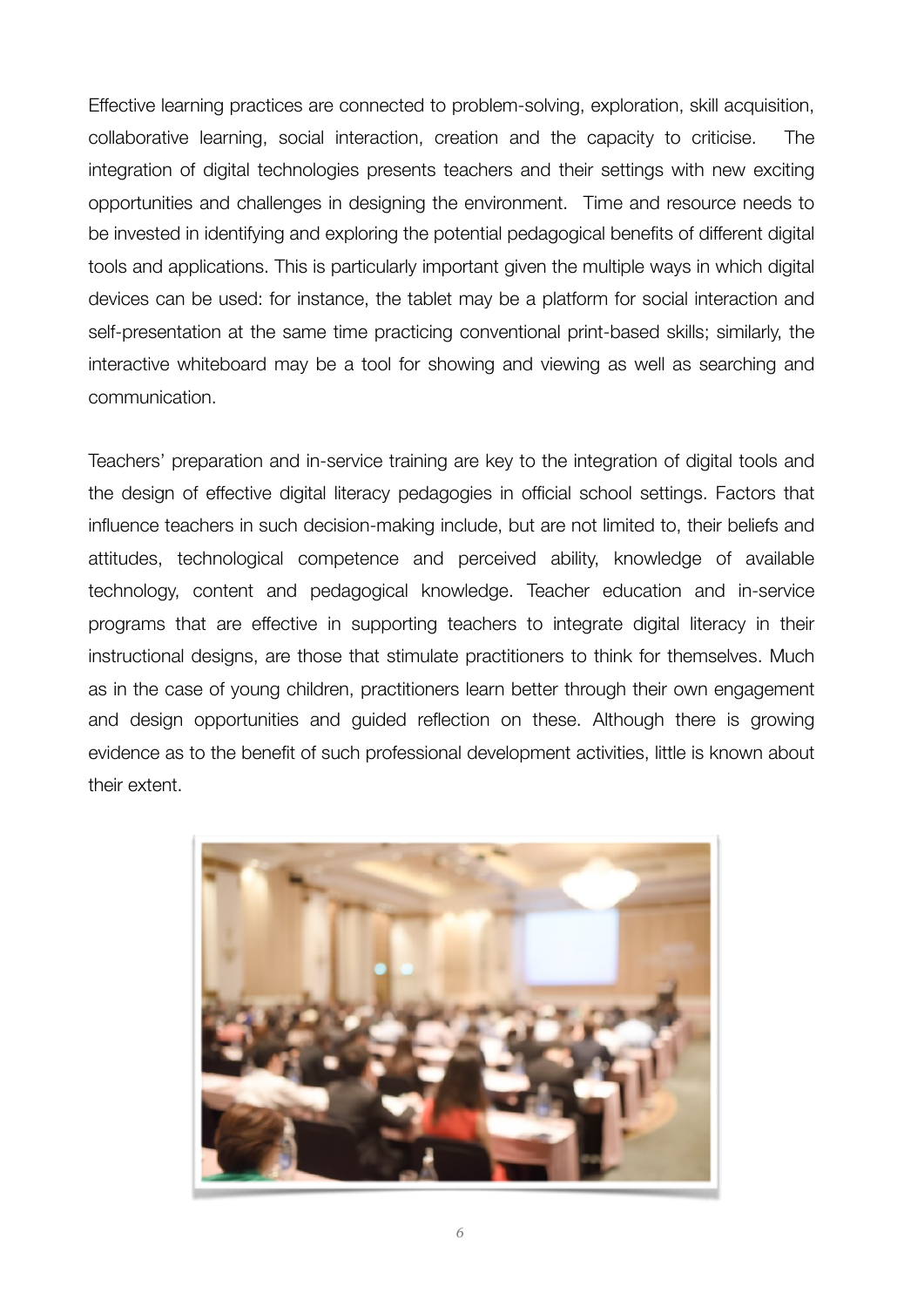Effective learning practices are connected to problem-solving, exploration, skill acquisition, collaborative learning, social interaction, creation and the capacity to criticise. The integration of digital technologies presents teachers and their settings with new exciting opportunities and challenges in designing the environment. Time and resource needs to be invested in identifying and exploring the potential pedagogical benefits of different digital tools and applications. This is particularly important given the multiple ways in which digital devices can be used: for instance, the tablet may be a platform for social interaction and self-presentation at the same time practicing conventional print-based skills; similarly, the interactive whiteboard may be a tool for showing and viewing as well as searching and communication.

Teachers' preparation and in-service training are key to the integration of digital tools and the design of effective digital literacy pedagogies in official school settings. Factors that influence teachers in such decision-making include, but are not limited to, their beliefs and attitudes, technological competence and perceived ability, knowledge of available technology, content and pedagogical knowledge. Teacher education and in-service programs that are effective in supporting teachers to integrate digital literacy in their instructional designs, are those that stimulate practitioners to think for themselves. Much as in the case of young children, practitioners learn better through their own engagement and design opportunities and guided reflection on these. Although there is growing evidence as to the benefit of such professional development activities, little is known about their extent.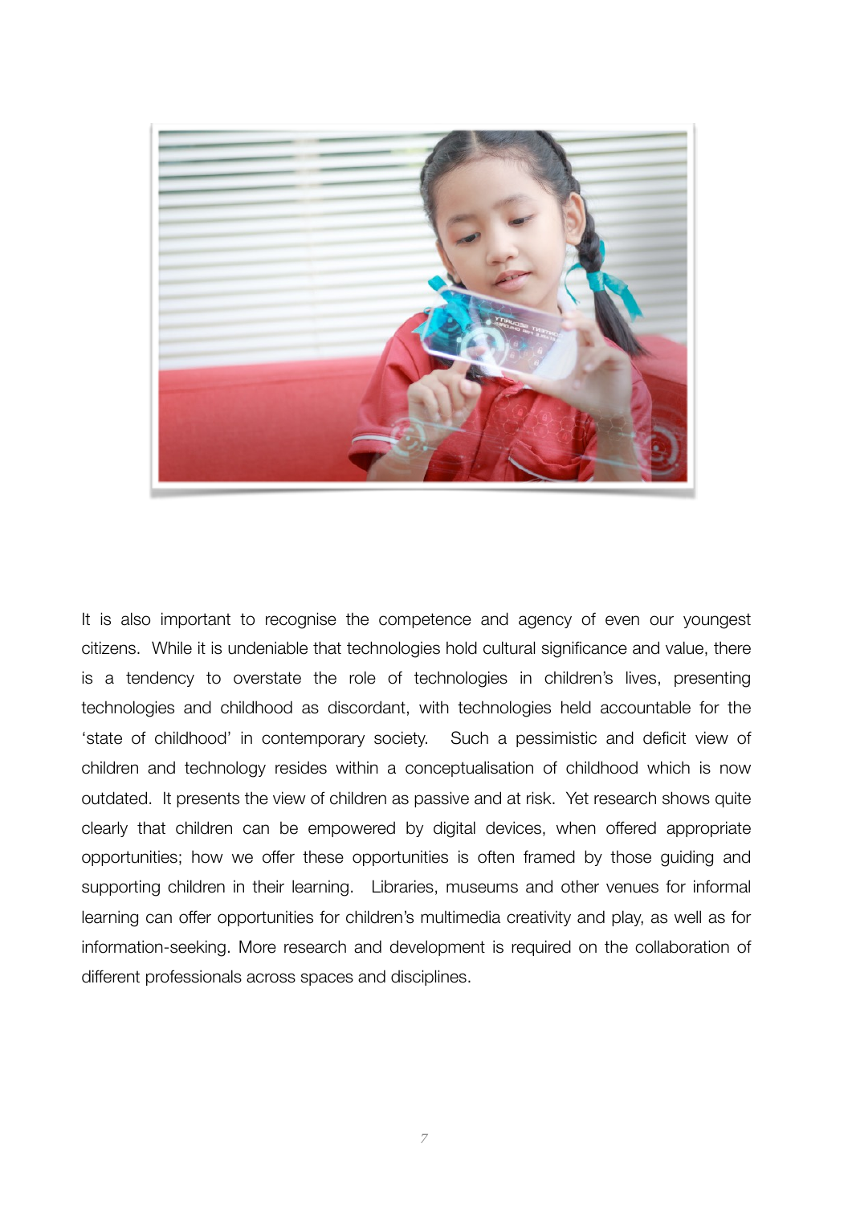It is also important to recognise the competence and agency of even our youngest citizens. While it is undeniable that technologies hold cultural significance and value, there is a tendency to overstate the role of technologies in children's lives, presenting technologies and childhood as discordant, with technologies held accountable for the 'state of childhood' in contemporary society. Such a pessimistic and deficit view of children and technology resides within a conceptualisation of childhood which is now outdated. It presents the view of children as passive and at risk. Yet research shows quite clearly that children can be empowered by digital devices, when offered appropriate opportunities; how we offer these opportunities is often framed by those guiding and supporting children in their learning. Libraries, museums and other venues for informal learning can offer opportunities for children's multimedia creativity and play, as well as for information-seeking. More research and development is required on the collaboration of different professionals across spaces and disciplines.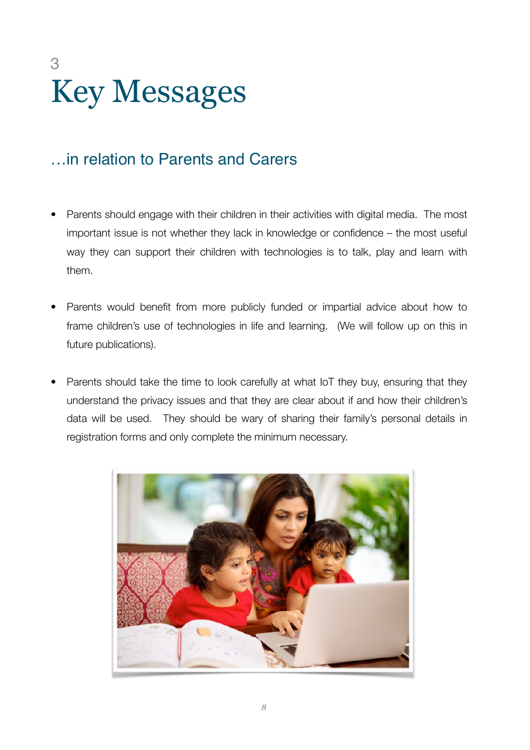# 3 Key Messages

## …in relation to Parents and Carers

- Parents should engage with their children in their activities with digital media. The most important issue is not whether they lack in knowledge or confidence – the most useful way they can support their children with technologies is to talk, play and learn with them.

- Parents would benefit from more publicly funded or impartial advice about how to frame children's use of technologies in life and learning. (We will follow up on this in future publications).

- Parents should take the time to look carefully at what IoT they buy, ensuring that they understand the privacy issues and that they are clear about if and how their children's data will be used. They should be wary of sharing their family's personal details in registration forms and only complete the minimum necessary.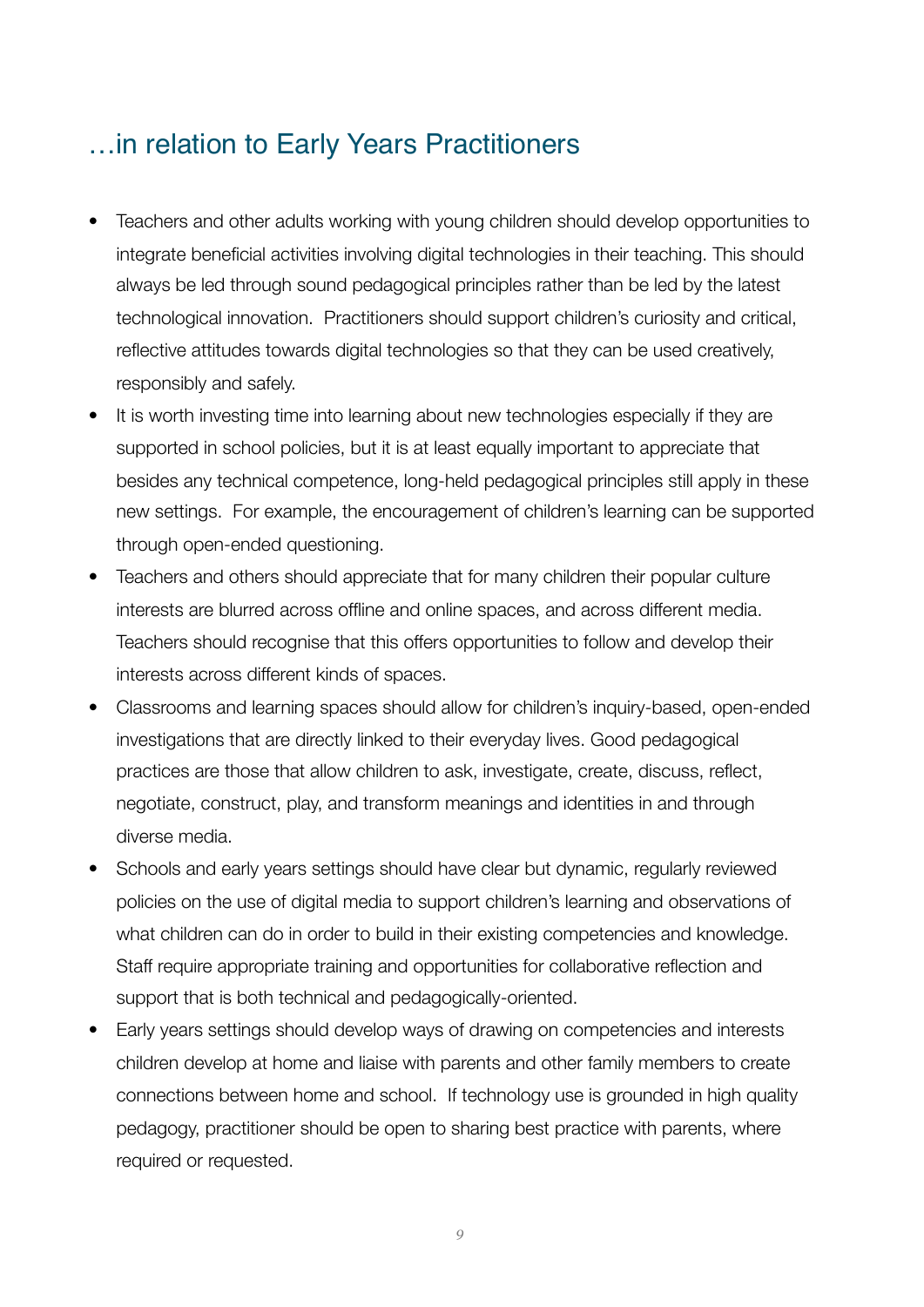## …in relation to Early Years Practitioners

- Teachers and other adults working with young children should develop opportunities to integrate beneficial activities involving digital technologies in their teaching. This should always be led through sound pedagogical principles rather than be led by the latest technological innovation. Practitioners should support children's curiosity and critical, reflective attitudes towards digital technologies so that they can be used creatively, responsibly and safely.
- It is worth investing time into learning about new technologies especially if they are supported in school policies, but it is at least equally important to appreciate that besides any technical competence, long-held pedagogical principles still apply in these new settings. For example, the encouragement of children's learning can be supported through open-ended questioning.
- Teachers and others should appreciate that for many children their popular culture interests are blurred across offline and online spaces, and across different media. Teachers should recognise that this offers opportunities to follow and develop their interests across different kinds of spaces.
- Classrooms and learning spaces should allow for children's inquiry-based, open-ended investigations that are directly linked to their everyday lives. Good pedagogical practices are those that allow children to ask, investigate, create, discuss, reflect, negotiate, construct, play, and transform meanings and identities in and through diverse media.
- Schools and early years settings should have clear but dynamic, regularly reviewed policies on the use of digital media to support children's learning and observations of what children can do in order to build in their existing competencies and knowledge. Staff require appropriate training and opportunities for collaborative reflection and support that is both technical and pedagogically-oriented.
- Early years settings should develop ways of drawing on competencies and interests children develop at home and liaise with parents and other family members to create connections between home and school. If technology use is grounded in high quality pedagogy, practitioner should be open to sharing best practice with parents, where required or requested.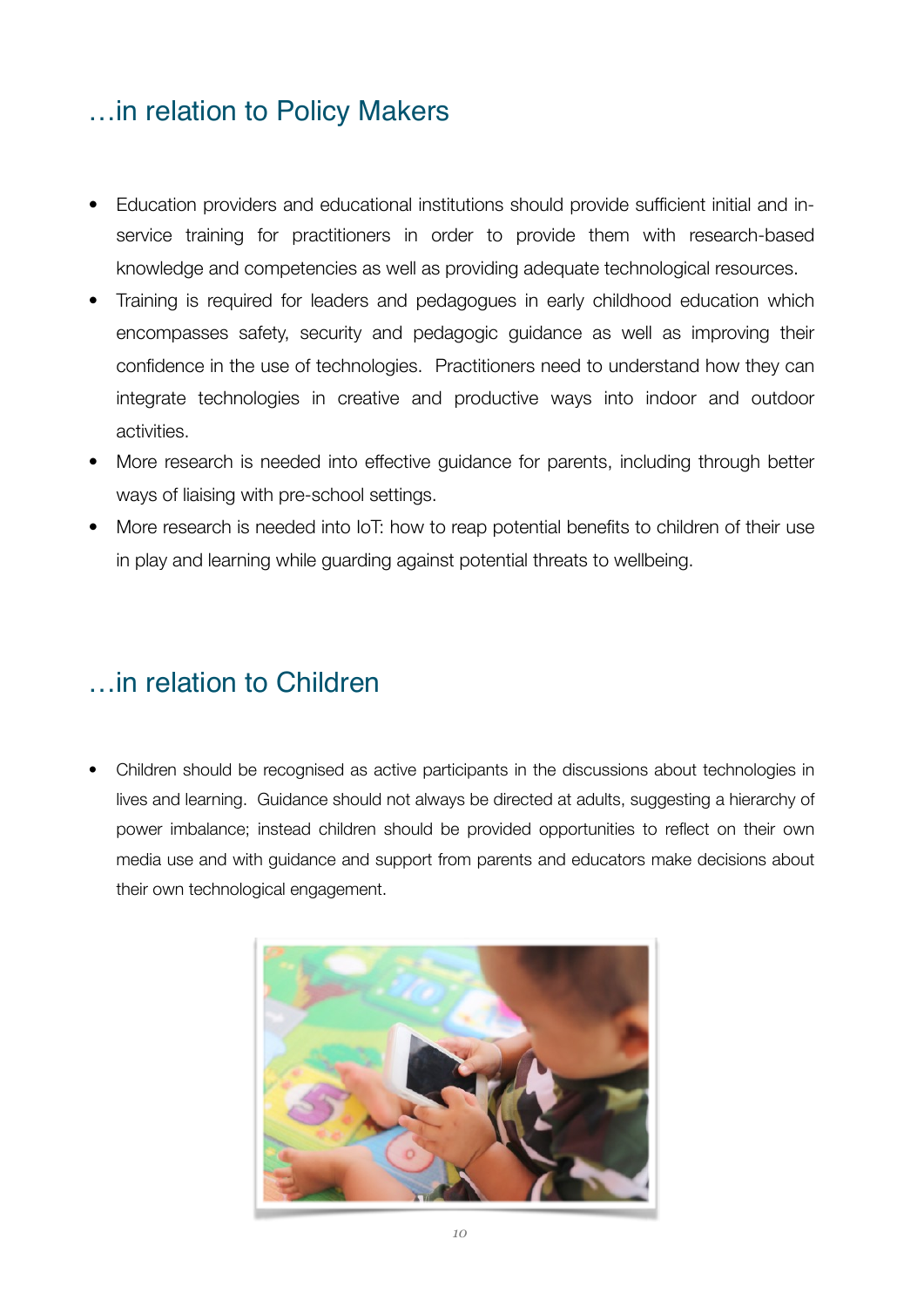## …in relation to Policy Makers

- Education providers and educational institutions should provide sufficient initial and in-service training for practitioners in order to provide them with research-based knowledge and competencies as well as providing adequate technological resources.
- Training is required for leaders and pedagogues in early childhood education which encompasses safety, security and pedagogic guidance as well as improving their confidence in the use of technologies. Practitioners need to understand how they can integrate technologies in creative and productive ways into indoor and outdoor activities.
- More research is needed into effective guidance for parents, including through better ways of liaising with pre-school settings.
- More research is needed into IoT: how to reap potential benefits to children of their use in play and learning while guarding against potential threats to wellbeing.

## …in relation to Children

- Children should be recognised as active participants in the discussions about technologies in lives and learning. Guidance should not always be directed at adults, suggesting a hierarchy of power imbalance; instead children should be provided opportunities to reflect on their own media use and with guidance and support from parents and educators make decisions about their own technological engagement.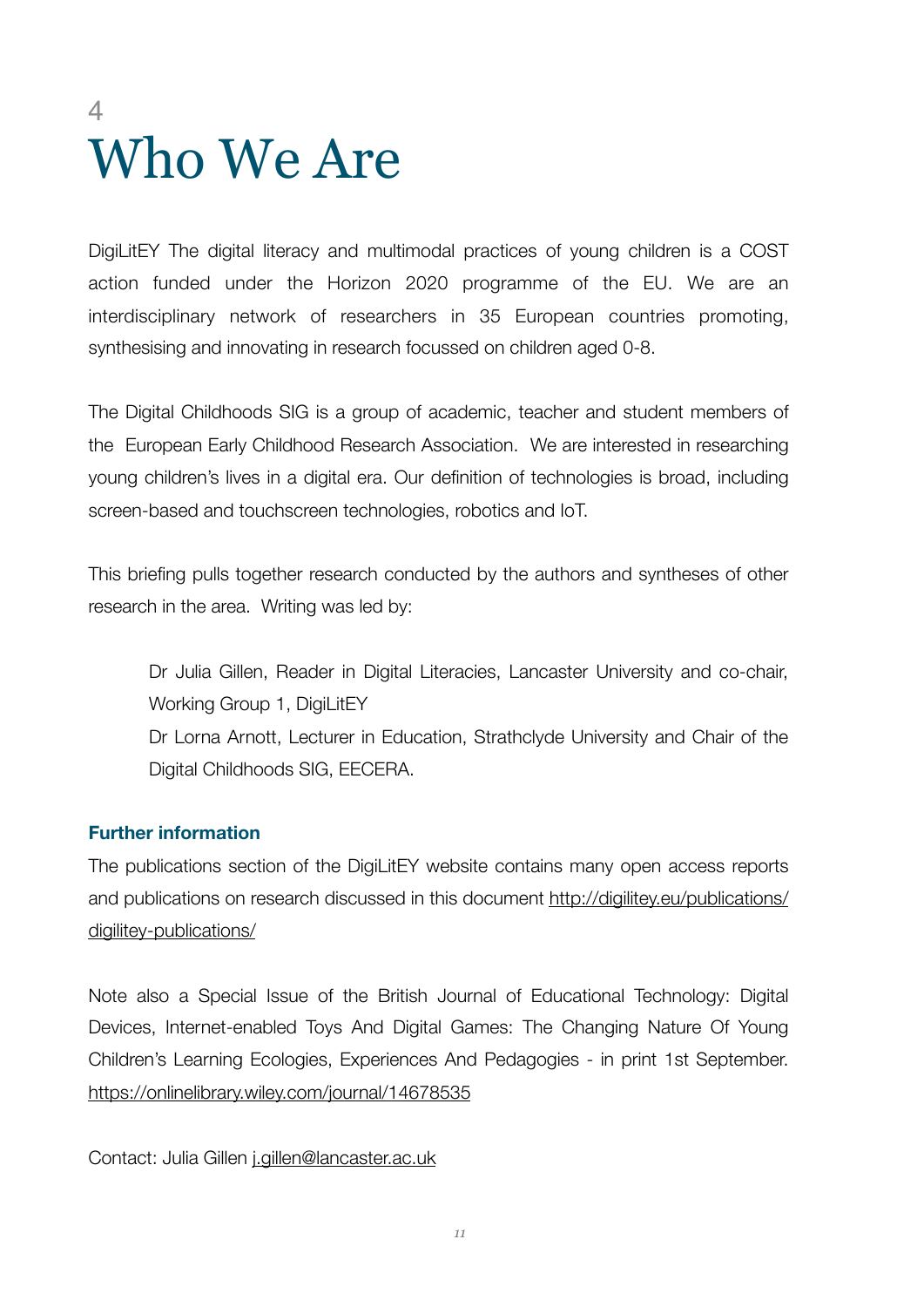# 4
# Who We Are

DigiLitEY The digital literacy and multimodal practices of young children is a COST action funded under the Horizon 2020 programme of the EU. We are an interdisciplinary network of researchers in 35 European countries promoting, synthesising and innovating in research focussed on children aged 0-8.

The Digital Childhoods SIG is a group of academic, teacher and student members of the European Early Childhood Research Association. We are interested in researching young children's lives in a digital era. Our definition of technologies is broad, including screen-based and touchscreen technologies, robotics and IoT.

This briefing pulls together research conducted by the authors and syntheses of other research in the area. Writing was led by:

> Dr Julia Gillen, Reader in Digital Literacies, Lancaster University and co-chair, Working Group 1, DigiLitEY
> Dr Lorna Arnott, Lecturer in Education, Strathclyde University and Chair of the Digital Childhoods SIG, EECERA.

### Further information

The publications section of the DigiLitEY website contains many open access reports and publications on research discussed in this document http://digilitey.eu/publications/digilitey-publications/

Note also a Special Issue of the British Journal of Educational Technology: Digital Devices, Internet-enabled Toys And Digital Games: The Changing Nature Of Young Children's Learning Ecologies, Experiences And Pedagogies - in print 1st September. https://onlinelibrary.wiley.com/journal/14678535

Contact: Julia Gillen j.gillen@lancaster.ac.uk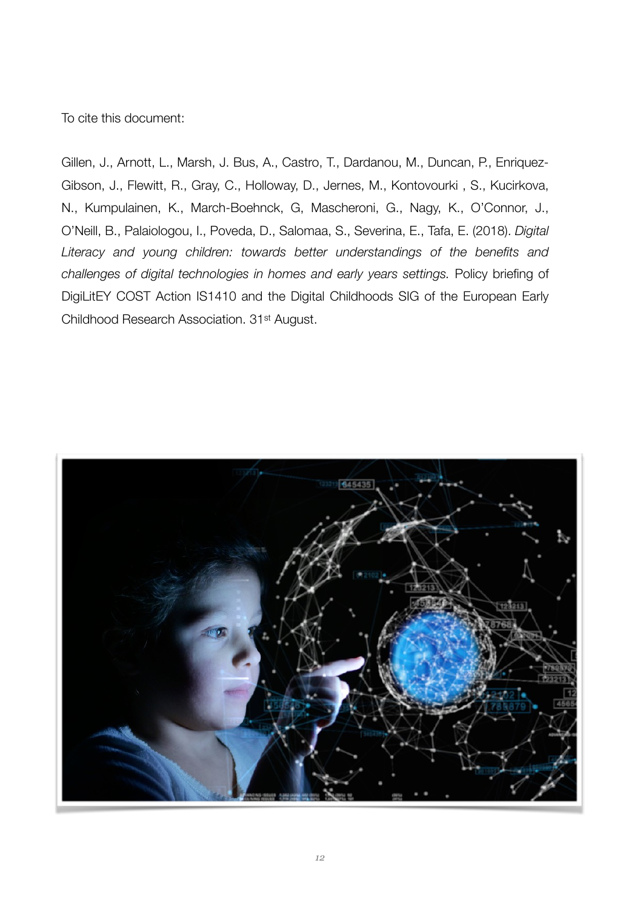To cite this document:

Gillen, J., Arnott, L., Marsh, J. Bus, A., Castro, T., Dardanou, M., Duncan, P., Enriquez-Gibson, J., Flewitt, R., Gray, C., Holloway, D., Jernes, M., Kontovourki , S., Kucirkova, N., Kumpulainen, K., March-Boehnck, G, Mascheroni, G., Nagy, K., O'Connor, J., O'Neill, B., Palaiologou, I., Poveda, D., Salomaa, S., Severina, E., Tafa, E. (2018). *Digital Literacy and young children: towards better understandings of the benefits and challenges of digital technologies in homes and early years settings.* Policy briefing of DigiLitEY COST Action IS1410 and the Digital Childhoods SIG of the European Early Childhood Research Association. 31st August.